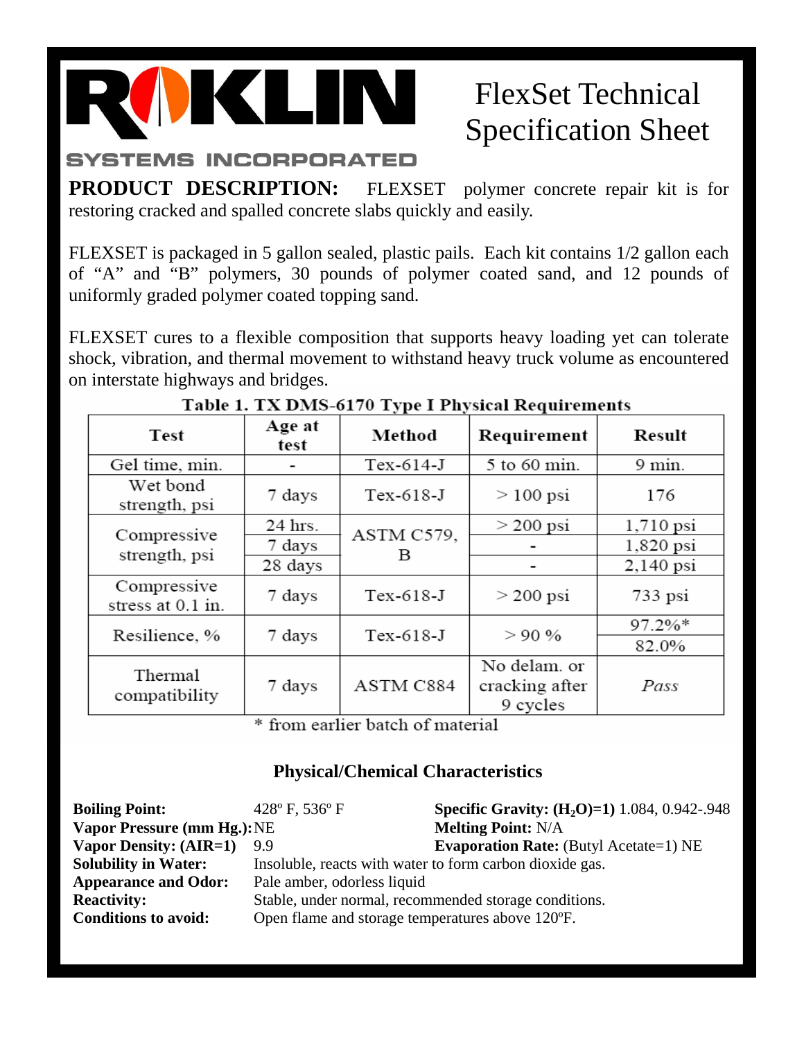# ROKLIN

SYSTEMS INCORPORATED

# FlexSet Technical Specification Sheet

**PRODUCT DESCRIPTION:** FLEXSET polymer concrete repair kit is for restoring cracked and spalled concrete slabs quickly and easily.

FLEXSET is packaged in 5 gallon sealed, plastic pails. Each kit contains 1/2 gallon each of "A" and "B" polymers, 30 pounds of polymer coated sand, and 12 pounds of uniformly graded polymer coated topping sand.

FLEXSET cures to a flexible composition that supports heavy loading yet can tolerate shock, vibration, and thermal movement to withstand heavy truck volume as encountered on interstate highways and bridges.

**Table 1. TX DMS-6170 Type I Physical Requirements**

| Test | Age at test | Method | Requirement | Result |
|---|---|---|---|---|
| Gel time, min. | - | Tex-614-J | 5 to 60 min. | 9 min. |
| Wet bond strength, psi | 7 days | Tex-618-J | > 100 psi | 176 |
| Compressive strength, psi | 24 hrs. | ASTM C579, B | > 200 psi | 1,710 psi |
| | 7 days | | - | 1,820 psi |
| | 28 days | | - | 2,140 psi |
| Compressive stress at 0.1 in. | 7 days | Tex-618-J | > 200 psi | 733 psi |
| Resilience, % | 7 days | Tex-618-J | > 90 % | 97.2%* |
| | | | | 82.0% |
| Thermal compatibility | 7 days | ASTM C884 | No delam. or cracking after 9 cycles | *Pass* |

\* from earlier batch of material

## Physical/Chemical Characteristics

**Boiling Point:** 428º F, 536º F

**Specific Gravity: ($H_2O$)=1)** 1.084, 0.942-.948

**Vapor Pressure (mm Hg.):** NE

**Melting Point:** N/A

**Vapor Density: (AIR=1)** 9.9

**Evaporation Rate:** (Butyl Acetate=1) NE

**Solubility in Water:** Insoluble, reacts with water to form carbon dioxide gas.

**Appearance and Odor:** Pale amber, odorless liquid

**Reactivity:** Stable, under normal, recommended storage conditions.

**Conditions to avoid:** Open flame and storage temperatures above 120ºF.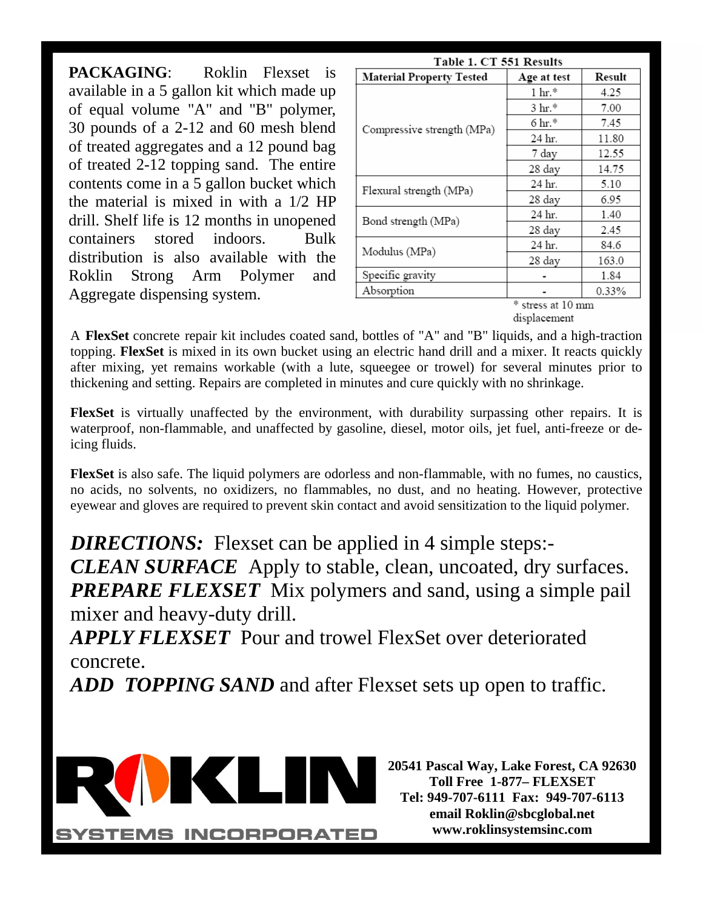**PACKAGING**: Roklin Flexset is available in a 5 gallon kit which made up of equal volume "A" and "B" polymer, 30 pounds of a 2-12 and 60 mesh blend of treated aggregates and a 12 pound bag of treated 2-12 topping sand. The entire contents come in a 5 gallon bucket which the material is mixed in with a 1/2 HP drill. Shelf life is 12 months in unopened containers stored indoors. Bulk distribution is also available with the Roklin Strong Arm Polymer and Aggregate dispensing system.

**Table 1. CT 551 Results**

| Material Property Tested | Age at test | Result |
|---|---|---|
| Compressive strength (MPa) | 1 hr.* | 4.25 |
| | 3 hr.* | 7.00 |
| | 6 hr.* | 7.45 |
| | 24 hr. | 11.80 |
| | 7 day | 12.55 |
| | 28 day | 14.75 |
| Flexural strength (MPa) | 24 hr. | 5.10 |
| | 28 day | 6.95 |
| Bond strength (MPa) | 24 hr. | 1.40 |
| | 28 day | 2.45 |
| Modulus (MPa) | 24 hr. | 84.6 |
| | 28 day | 163.0 |
| Specific gravity | - | 1.84 |
| Absorption | - | 0.33% |

\* stress at 10 mm displacement

A **FlexSet** concrete repair kit includes coated sand, bottles of "A" and "B" liquids, and a high-traction topping. **FlexSet** is mixed in its own bucket using an electric hand drill and a mixer. It reacts quickly after mixing, yet remains workable (with a lute, squeegee or trowel) for several minutes prior to thickening and setting. Repairs are completed in minutes and cure quickly with no shrinkage.

**FlexSet** is virtually unaffected by the environment, with durability surpassing other repairs. It is waterproof, non-flammable, and unaffected by gasoline, diesel, motor oils, jet fuel, anti-freeze or de-icing fluids.

**FlexSet** is also safe. The liquid polymers are odorless and non-flammable, with no fumes, no caustics, no acids, no solvents, no oxidizers, no flammables, no dust, and no heating. However, protective eyewear and gloves are required to prevent skin contact and avoid sensitization to the liquid polymer.

***DIRECTIONS:*** Flexset can be applied in 4 simple steps:-

***CLEAN SURFACE*** Apply to stable, clean, uncoated, dry surfaces.

***PREPARE FLEXSET*** Mix polymers and sand, using a simple pail mixer and heavy-duty drill.

***APPLY FLEXSET*** Pour and trowel FlexSet over deteriorated concrete.

***ADD TOPPING SAND*** and after Flexset sets up open to traffic.

ROKLIN
SYSTEMS INCORPORATED

**20541 Pascal Way, Lake Forest, CA 92630**
**Toll Free 1-877– FLEXSET**
**Tel: 949-707-6111 Fax: 949-707-6113**
**email Roklin@sbcglobal.net**
**www.roklinsystemsinc.com**